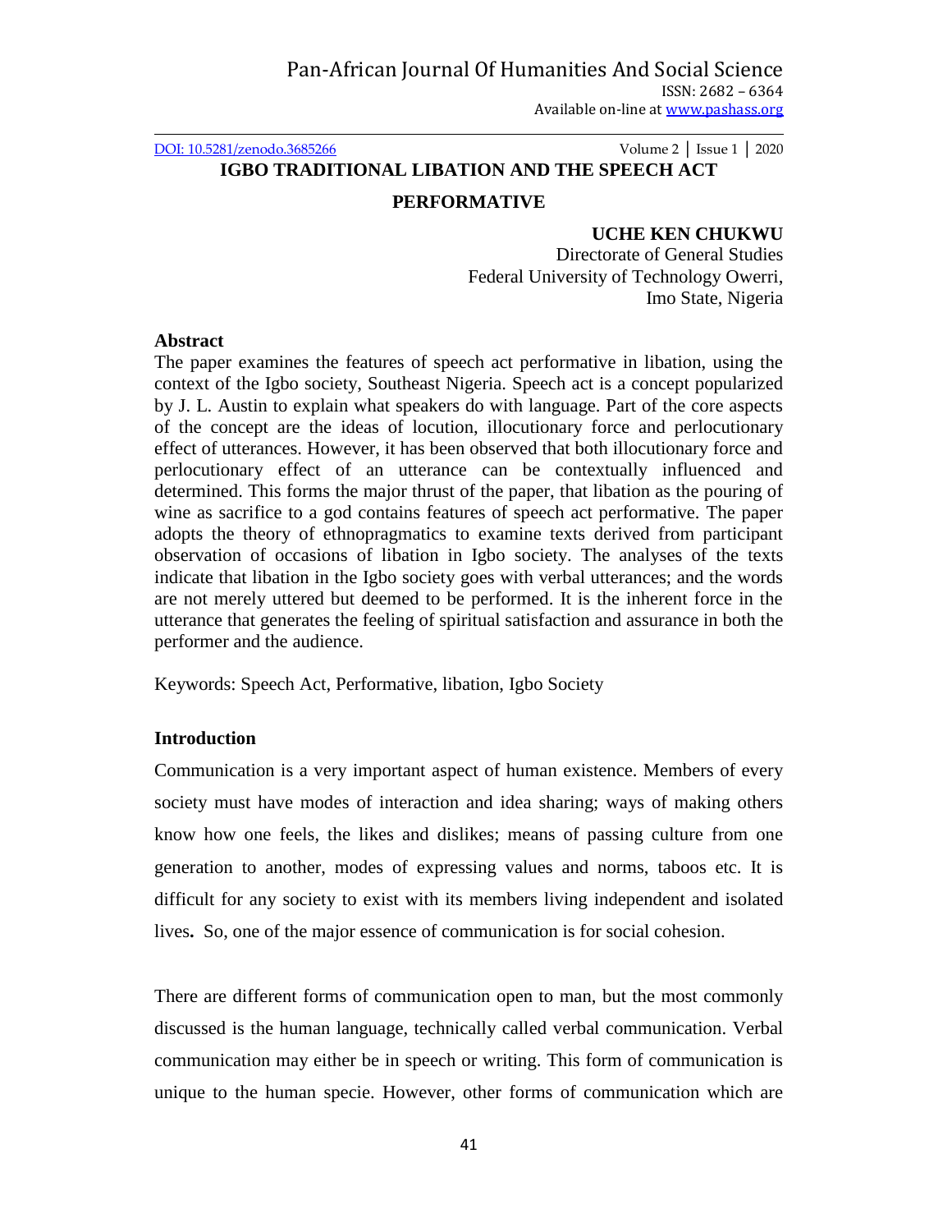# IGBO TRADITIONAL LIBATION AND THE SPEECH ACT PERFORMATIVE

**UCHE KEN CHUKWU**
Directorate of General Studies
Federal University of Technology Owerri,
Imo State, Nigeria

## Abstract

The paper examines the features of speech act performative in libation, using the context of the Igbo society, Southeast Nigeria. Speech act is a concept popularized by J. L. Austin to explain what speakers do with language. Part of the core aspects of the concept are the ideas of locution, illocutionary force and perlocutionary effect of utterances. However, it has been observed that both illocutionary force and perlocutionary effect of an utterance can be contextually influenced and determined. This forms the major thrust of the paper, that libation as the pouring of wine as sacrifice to a god contains features of speech act performative. The paper adopts the theory of ethnopragmatics to examine texts derived from participant observation of occasions of libation in Igbo society. The analyses of the texts indicate that libation in the Igbo society goes with verbal utterances; and the words are not merely uttered but deemed to be performed. It is the inherent force in the utterance that generates the feeling of spiritual satisfaction and assurance in both the performer and the audience.

Keywords: Speech Act, Performative, libation, Igbo Society

## Introduction

Communication is a very important aspect of human existence. Members of every society must have modes of interaction and idea sharing; ways of making others know how one feels, the likes and dislikes; means of passing culture from one generation to another, modes of expressing values and norms, taboos etc. It is difficult for any society to exist with its members living independent and isolated lives**.** So, one of the major essence of communication is for social cohesion.

There are different forms of communication open to man, but the most commonly discussed is the human language, technically called verbal communication. Verbal communication may either be in speech or writing. This form of communication is unique to the human specie. However, other forms of communication which are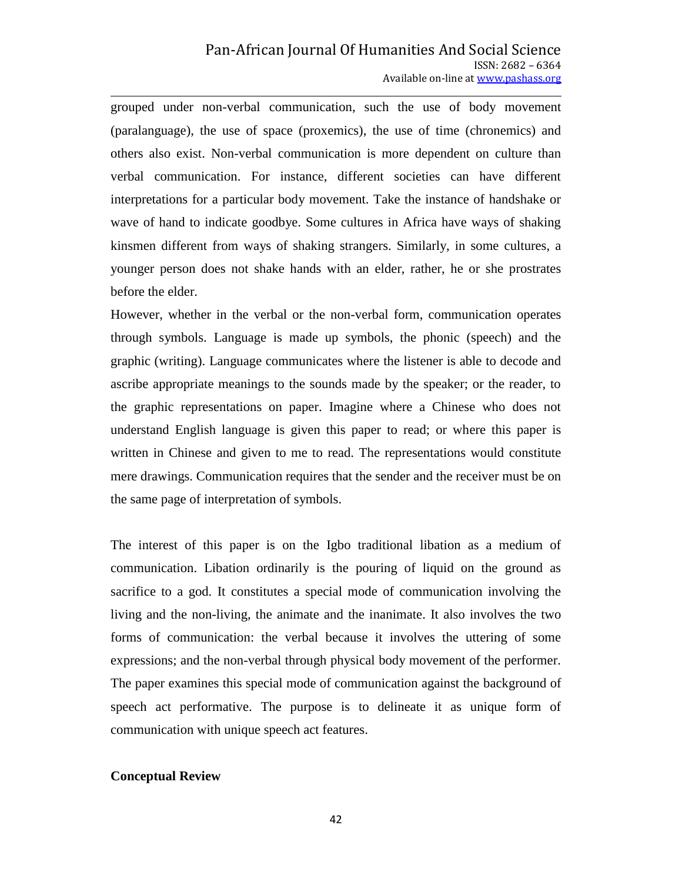grouped under non-verbal communication, such the use of body movement (paralanguage), the use of space (proxemics), the use of time (chronemics) and others also exist. Non-verbal communication is more dependent on culture than verbal communication. For instance, different societies can have different interpretations for a particular body movement. Take the instance of handshake or wave of hand to indicate goodbye. Some cultures in Africa have ways of shaking kinsmen different from ways of shaking strangers. Similarly, in some cultures, a younger person does not shake hands with an elder, rather, he or she prostrates before the elder.

However, whether in the verbal or the non-verbal form, communication operates through symbols. Language is made up symbols, the phonic (speech) and the graphic (writing). Language communicates where the listener is able to decode and ascribe appropriate meanings to the sounds made by the speaker; or the reader, to the graphic representations on paper. Imagine where a Chinese who does not understand English language is given this paper to read; or where this paper is written in Chinese and given to me to read. The representations would constitute mere drawings. Communication requires that the sender and the receiver must be on the same page of interpretation of symbols.

The interest of this paper is on the Igbo traditional libation as a medium of communication. Libation ordinarily is the pouring of liquid on the ground as sacrifice to a god. It constitutes a special mode of communication involving the living and the non-living, the animate and the inanimate. It also involves the two forms of communication: the verbal because it involves the uttering of some expressions; and the non-verbal through physical body movement of the performer. The paper examines this special mode of communication against the background of speech act performative. The purpose is to delineate it as unique form of communication with unique speech act features.

**Conceptual Review**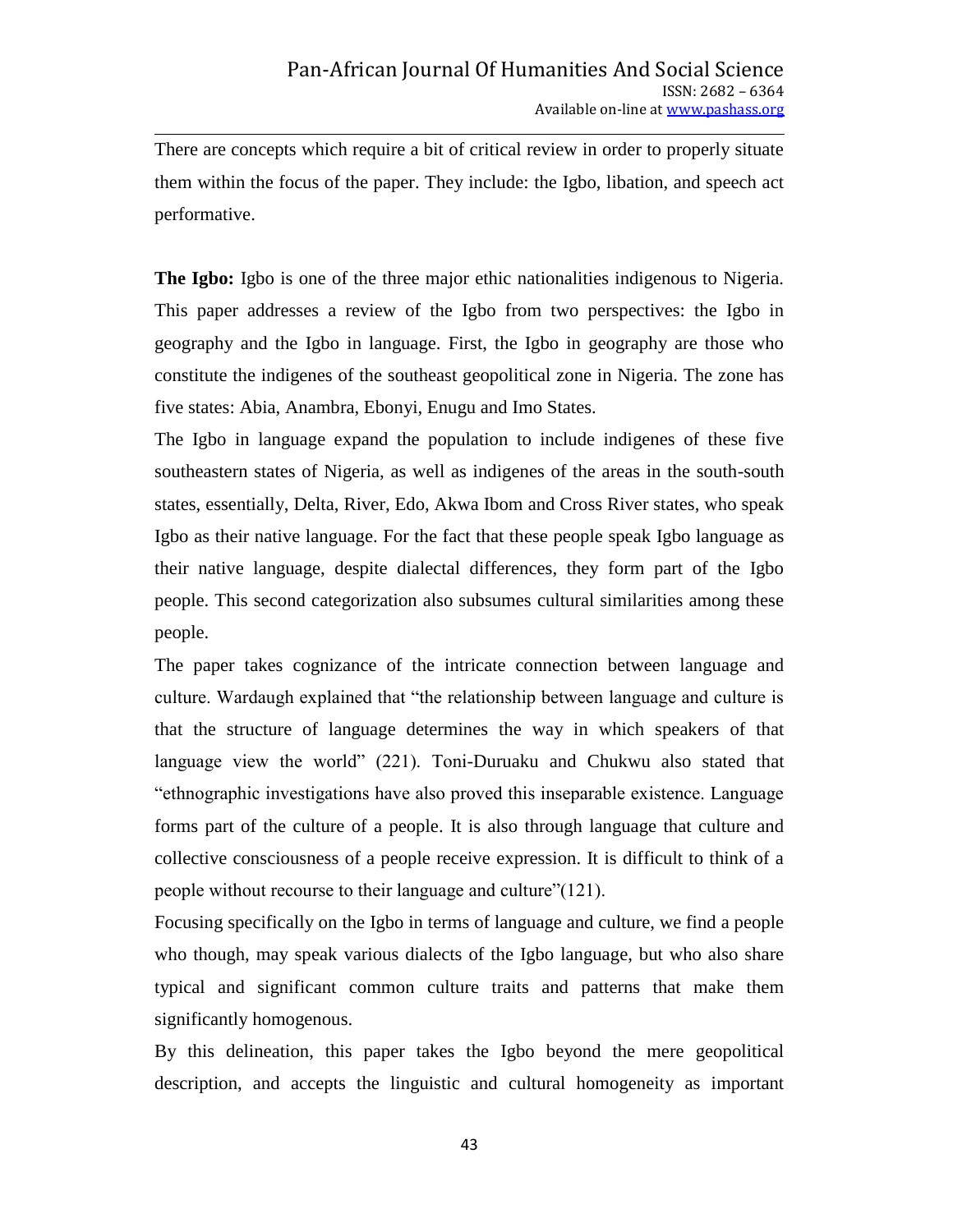There are concepts which require a bit of critical review in order to properly situate them within the focus of the paper. They include: the Igbo, libation, and speech act performative.

**The Igbo:** Igbo is one of the three major ethic nationalities indigenous to Nigeria. This paper addresses a review of the Igbo from two perspectives: the Igbo in geography and the Igbo in language. First, the Igbo in geography are those who constitute the indigenes of the southeast geopolitical zone in Nigeria. The zone has five states: Abia, Anambra, Ebonyi, Enugu and Imo States.

The Igbo in language expand the population to include indigenes of these five southeastern states of Nigeria, as well as indigenes of the areas in the south-south states, essentially, Delta, River, Edo, Akwa Ibom and Cross River states, who speak Igbo as their native language. For the fact that these people speak Igbo language as their native language, despite dialectal differences, they form part of the Igbo people. This second categorization also subsumes cultural similarities among these people.

The paper takes cognizance of the intricate connection between language and culture. Wardaugh explained that "the relationship between language and culture is that the structure of language determines the way in which speakers of that language view the world" (221). Toni-Duruaku and Chukwu also stated that "ethnographic investigations have also proved this inseparable existence. Language forms part of the culture of a people. It is also through language that culture and collective consciousness of a people receive expression. It is difficult to think of a people without recourse to their language and culture"(121).

Focusing specifically on the Igbo in terms of language and culture, we find a people who though, may speak various dialects of the Igbo language, but who also share typical and significant common culture traits and patterns that make them significantly homogenous.

By this delineation, this paper takes the Igbo beyond the mere geopolitical description, and accepts the linguistic and cultural homogeneity as important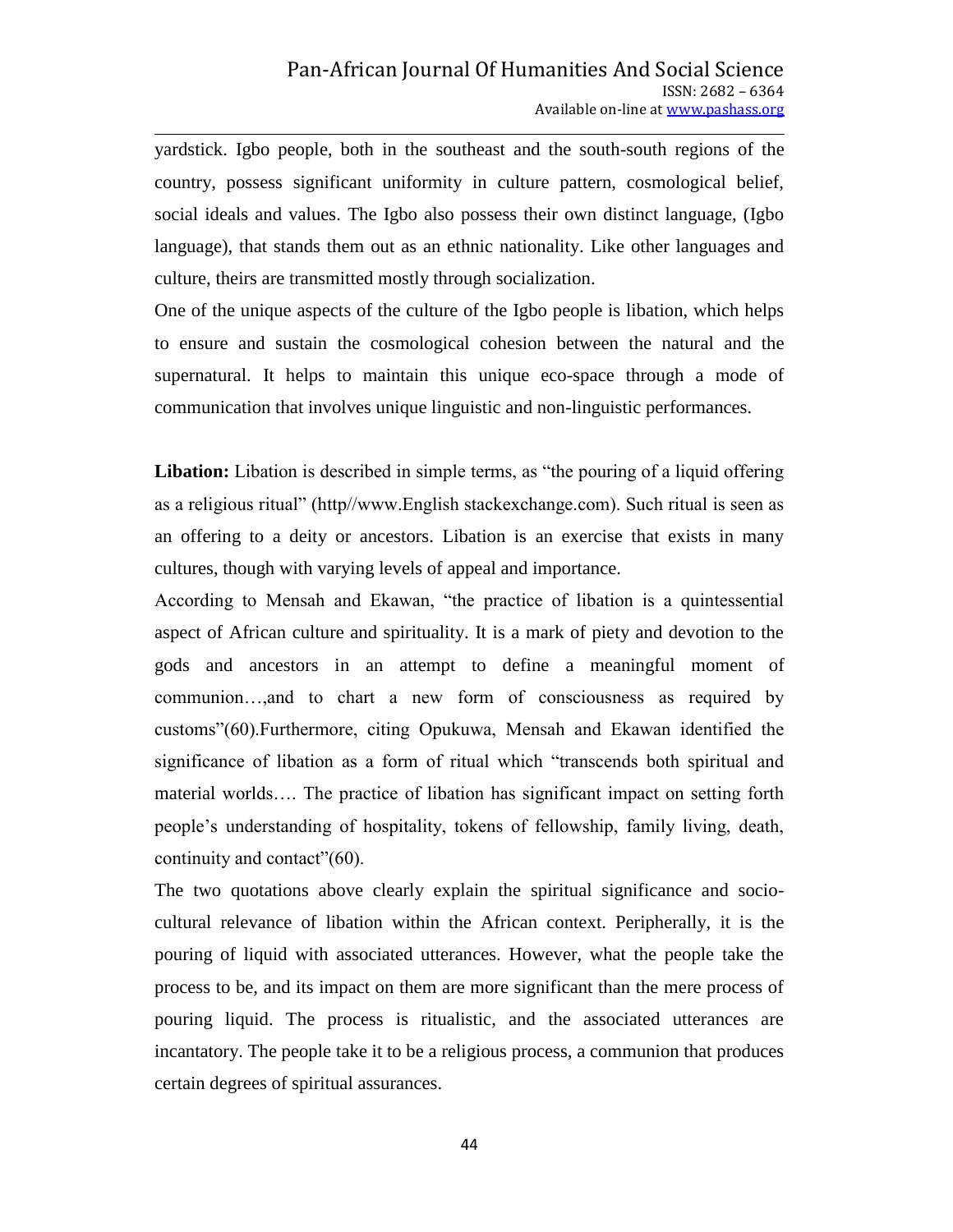yardstick. Igbo people, both in the southeast and the south-south regions of the country, possess significant uniformity in culture pattern, cosmological belief, social ideals and values. The Igbo also possess their own distinct language, (Igbo language), that stands them out as an ethnic nationality. Like other languages and culture, theirs are transmitted mostly through socialization.

One of the unique aspects of the culture of the Igbo people is libation, which helps to ensure and sustain the cosmological cohesion between the natural and the supernatural. It helps to maintain this unique eco-space through a mode of communication that involves unique linguistic and non-linguistic performances.

**Libation:** Libation is described in simple terms, as "the pouring of a liquid offering as a religious ritual" (http//www.English stackexchange.com). Such ritual is seen as an offering to a deity or ancestors. Libation is an exercise that exists in many cultures, though with varying levels of appeal and importance.

According to Mensah and Ekawan, "the practice of libation is a quintessential aspect of African culture and spirituality. It is a mark of piety and devotion to the gods and ancestors in an attempt to define a meaningful moment of communion…,and to chart a new form of consciousness as required by customs"(60).Furthermore, citing Opukuwa, Mensah and Ekawan identified the significance of libation as a form of ritual which "transcends both spiritual and material worlds…. The practice of libation has significant impact on setting forth people's understanding of hospitality, tokens of fellowship, family living, death, continuity and contact"(60).

The two quotations above clearly explain the spiritual significance and socio-cultural relevance of libation within the African context. Peripherally, it is the pouring of liquid with associated utterances. However, what the people take the process to be, and its impact on them are more significant than the mere process of pouring liquid. The process is ritualistic, and the associated utterances are incantatory. The people take it to be a religious process, a communion that produces certain degrees of spiritual assurances.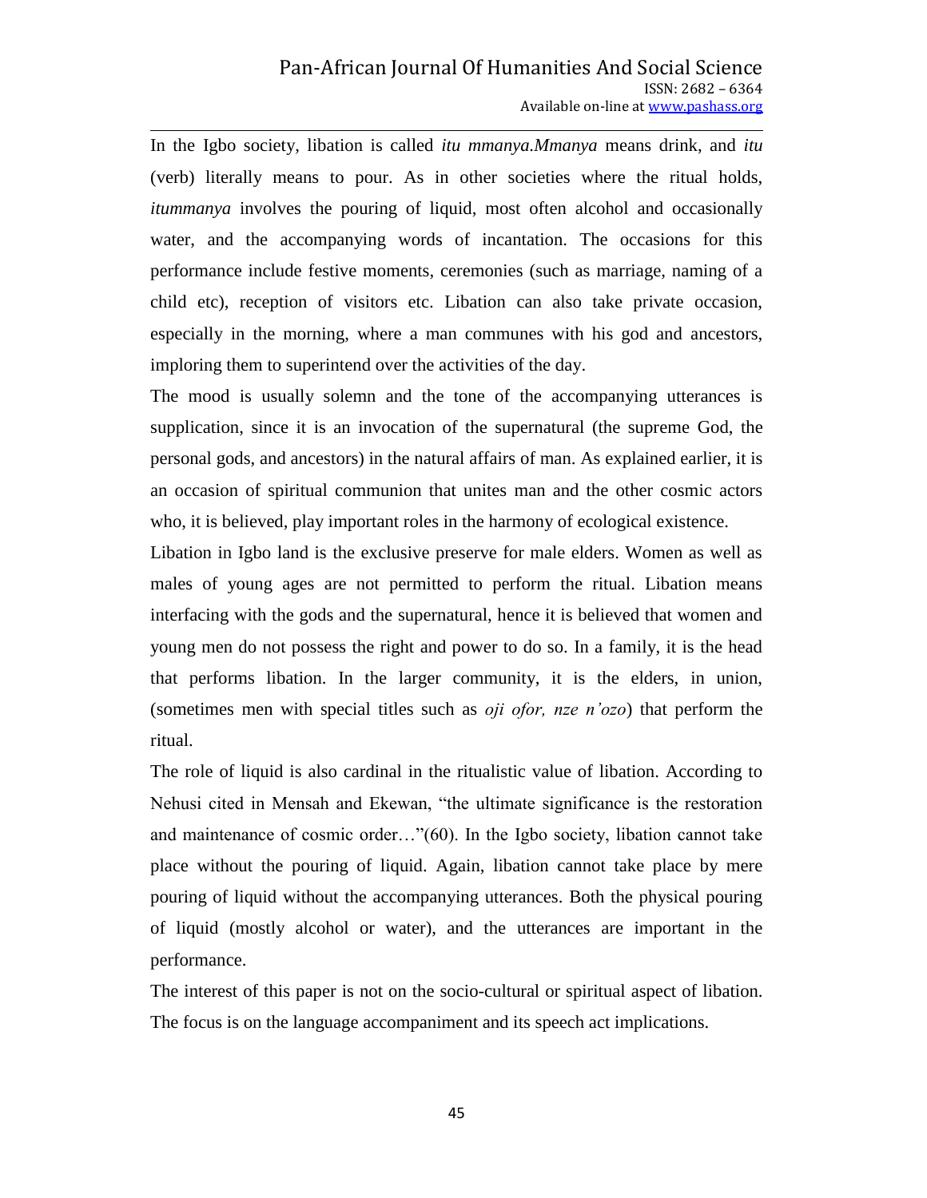In the Igbo society, libation is called *itu mmanya.Mmanya* means drink, and *itu* (verb) literally means to pour. As in other societies where the ritual holds, *itummanya* involves the pouring of liquid, most often alcohol and occasionally water, and the accompanying words of incantation. The occasions for this performance include festive moments, ceremonies (such as marriage, naming of a child etc), reception of visitors etc. Libation can also take private occasion, especially in the morning, where a man communes with his god and ancestors, imploring them to superintend over the activities of the day.

The mood is usually solemn and the tone of the accompanying utterances is supplication, since it is an invocation of the supernatural (the supreme God, the personal gods, and ancestors) in the natural affairs of man. As explained earlier, it is an occasion of spiritual communion that unites man and the other cosmic actors who, it is believed, play important roles in the harmony of ecological existence.

Libation in Igbo land is the exclusive preserve for male elders. Women as well as males of young ages are not permitted to perform the ritual. Libation means interfacing with the gods and the supernatural, hence it is believed that women and young men do not possess the right and power to do so. In a family, it is the head that performs libation. In the larger community, it is the elders, in union, (sometimes men with special titles such as *oji ofor, nze n'ozo*) that perform the ritual.

The role of liquid is also cardinal in the ritualistic value of libation. According to Nehusi cited in Mensah and Ekewan, "the ultimate significance is the restoration and maintenance of cosmic order…"(60). In the Igbo society, libation cannot take place without the pouring of liquid. Again, libation cannot take place by mere pouring of liquid without the accompanying utterances. Both the physical pouring of liquid (mostly alcohol or water), and the utterances are important in the performance.

The interest of this paper is not on the socio-cultural or spiritual aspect of libation. The focus is on the language accompaniment and its speech act implications.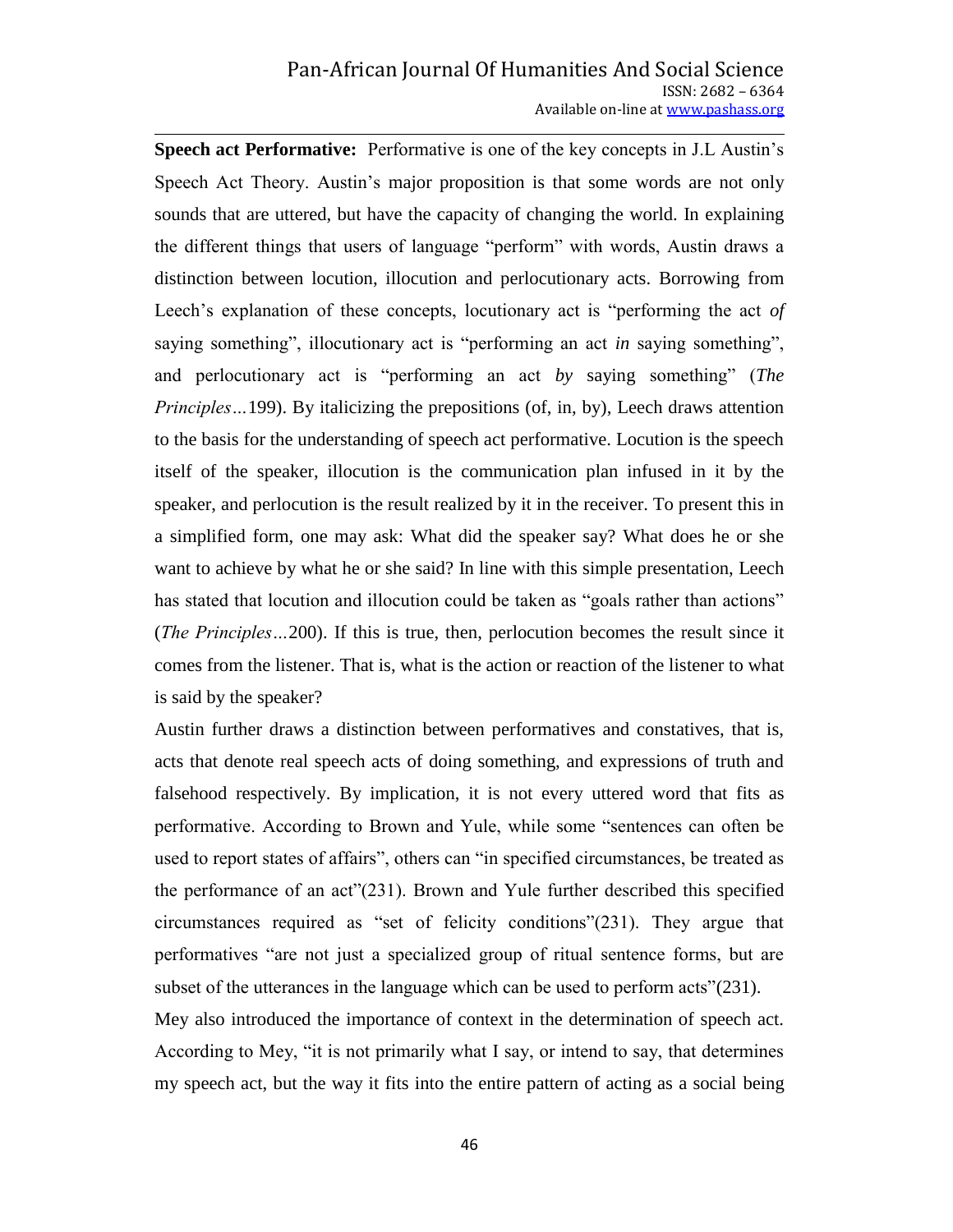**Speech act Performative:** Performative is one of the key concepts in J.L Austin's Speech Act Theory. Austin's major proposition is that some words are not only sounds that are uttered, but have the capacity of changing the world. In explaining the different things that users of language "perform" with words, Austin draws a distinction between locution, illocution and perlocutionary acts. Borrowing from Leech's explanation of these concepts, locutionary act is "performing the act *of* saying something", illocutionary act is "performing an act *in* saying something", and perlocutionary act is "performing an act *by* saying something" (*The Principles…*199). By italicizing the prepositions (of, in, by), Leech draws attention to the basis for the understanding of speech act performative. Locution is the speech itself of the speaker, illocution is the communication plan infused in it by the speaker, and perlocution is the result realized by it in the receiver. To present this in a simplified form, one may ask: What did the speaker say? What does he or she want to achieve by what he or she said? In line with this simple presentation, Leech has stated that locution and illocution could be taken as "goals rather than actions" (*The Principles…*200). If this is true, then, perlocution becomes the result since it comes from the listener. That is, what is the action or reaction of the listener to what is said by the speaker?

Austin further draws a distinction between performatives and constatives, that is, acts that denote real speech acts of doing something, and expressions of truth and falsehood respectively. By implication, it is not every uttered word that fits as performative. According to Brown and Yule, while some "sentences can often be used to report states of affairs", others can "in specified circumstances, be treated as the performance of an act"(231). Brown and Yule further described this specified circumstances required as "set of felicity conditions"(231). They argue that performatives "are not just a specialized group of ritual sentence forms, but are subset of the utterances in the language which can be used to perform acts"(231).

Mey also introduced the importance of context in the determination of speech act. According to Mey, "it is not primarily what I say, or intend to say, that determines my speech act, but the way it fits into the entire pattern of acting as a social being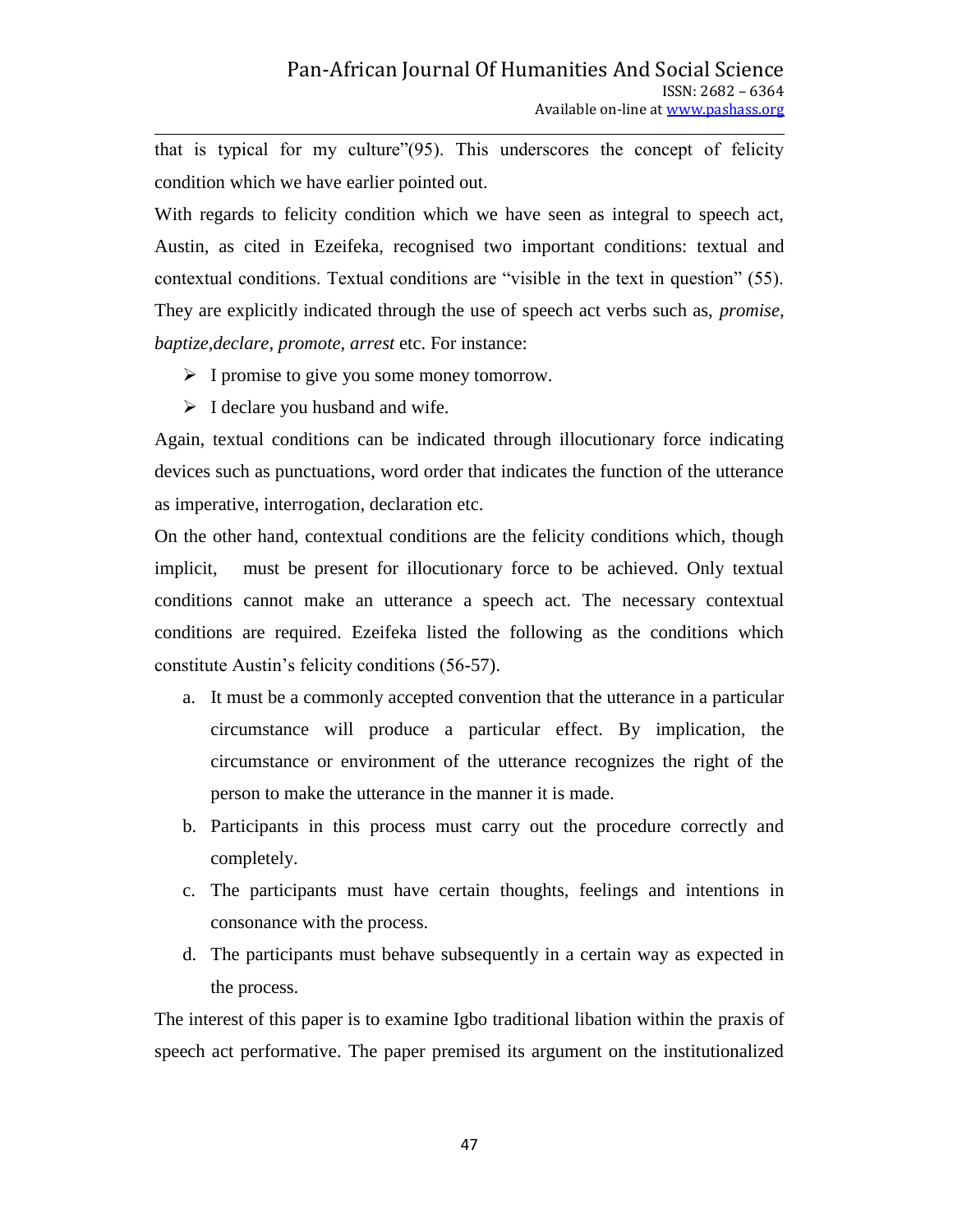that is typical for my culture"(95). This underscores the concept of felicity condition which we have earlier pointed out.

With regards to felicity condition which we have seen as integral to speech act, Austin, as cited in Ezeifeka, recognised two important conditions: textual and contextual conditions. Textual conditions are "visible in the text in question" (55). They are explicitly indicated through the use of speech act verbs such as, *promise, baptize,declare, promote, arrest* etc. For instance:

- I promise to give you some money tomorrow.
- I declare you husband and wife.

Again, textual conditions can be indicated through illocutionary force indicating devices such as punctuations, word order that indicates the function of the utterance as imperative, interrogation, declaration etc.

On the other hand, contextual conditions are the felicity conditions which, though implicit, must be present for illocutionary force to be achieved. Only textual conditions cannot make an utterance a speech act. The necessary contextual conditions are required. Ezeifeka listed the following as the conditions which constitute Austin's felicity conditions (56-57).

a. It must be a commonly accepted convention that the utterance in a particular circumstance will produce a particular effect. By implication, the circumstance or environment of the utterance recognizes the right of the person to make the utterance in the manner it is made.
b. Participants in this process must carry out the procedure correctly and completely.
c. The participants must have certain thoughts, feelings and intentions in consonance with the process.
d. The participants must behave subsequently in a certain way as expected in the process.

The interest of this paper is to examine Igbo traditional libation within the praxis of speech act performative. The paper premised its argument on the institutionalized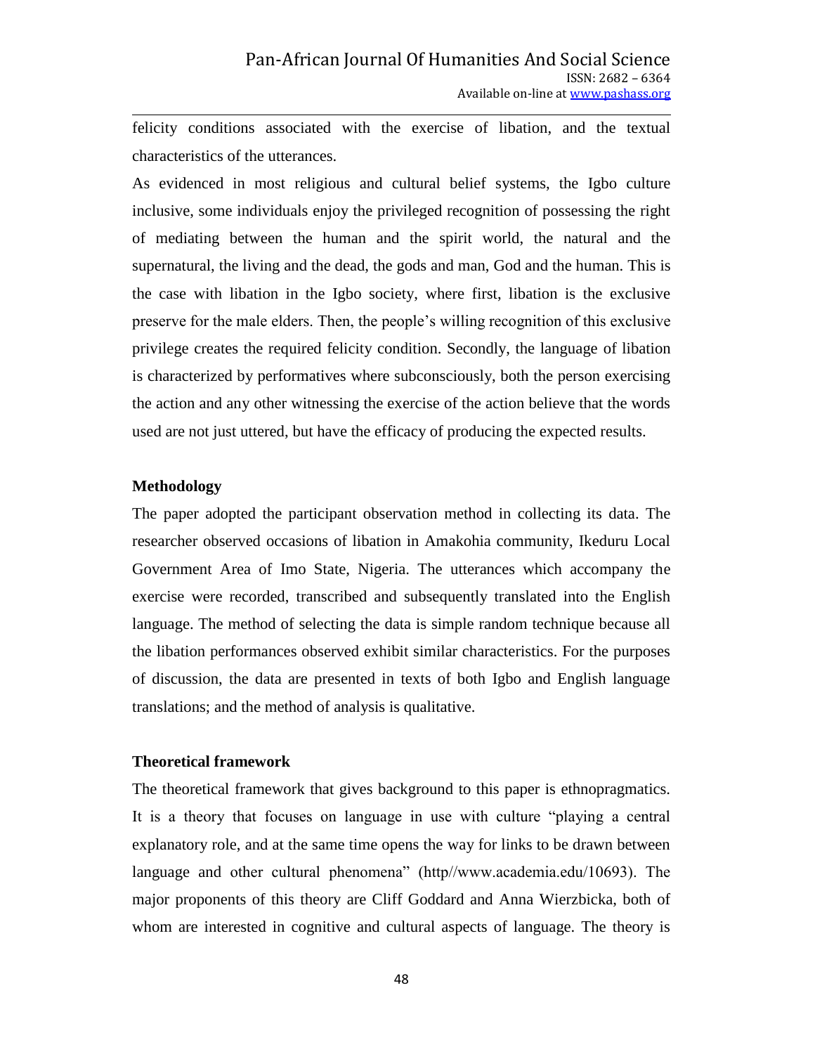felicity conditions associated with the exercise of libation, and the textual characteristics of the utterances.

As evidenced in most religious and cultural belief systems, the Igbo culture inclusive, some individuals enjoy the privileged recognition of possessing the right of mediating between the human and the spirit world, the natural and the supernatural, the living and the dead, the gods and man, God and the human. This is the case with libation in the Igbo society, where first, libation is the exclusive preserve for the male elders. Then, the people's willing recognition of this exclusive privilege creates the required felicity condition. Secondly, the language of libation is characterized by performatives where subconsciously, both the person exercising the action and any other witnessing the exercise of the action believe that the words used are not just uttered, but have the efficacy of producing the expected results.

**Methodology**

The paper adopted the participant observation method in collecting its data. The researcher observed occasions of libation in Amakohia community, Ikeduru Local Government Area of Imo State, Nigeria. The utterances which accompany the exercise were recorded, transcribed and subsequently translated into the English language. The method of selecting the data is simple random technique because all the libation performances observed exhibit similar characteristics. For the purposes of discussion, the data are presented in texts of both Igbo and English language translations; and the method of analysis is qualitative.

**Theoretical framework**

The theoretical framework that gives background to this paper is ethnopragmatics. It is a theory that focuses on language in use with culture "playing a central explanatory role, and at the same time opens the way for links to be drawn between language and other cultural phenomena" (http//www.academia.edu/10693). The major proponents of this theory are Cliff Goddard and Anna Wierzbicka, both of whom are interested in cognitive and cultural aspects of language. The theory is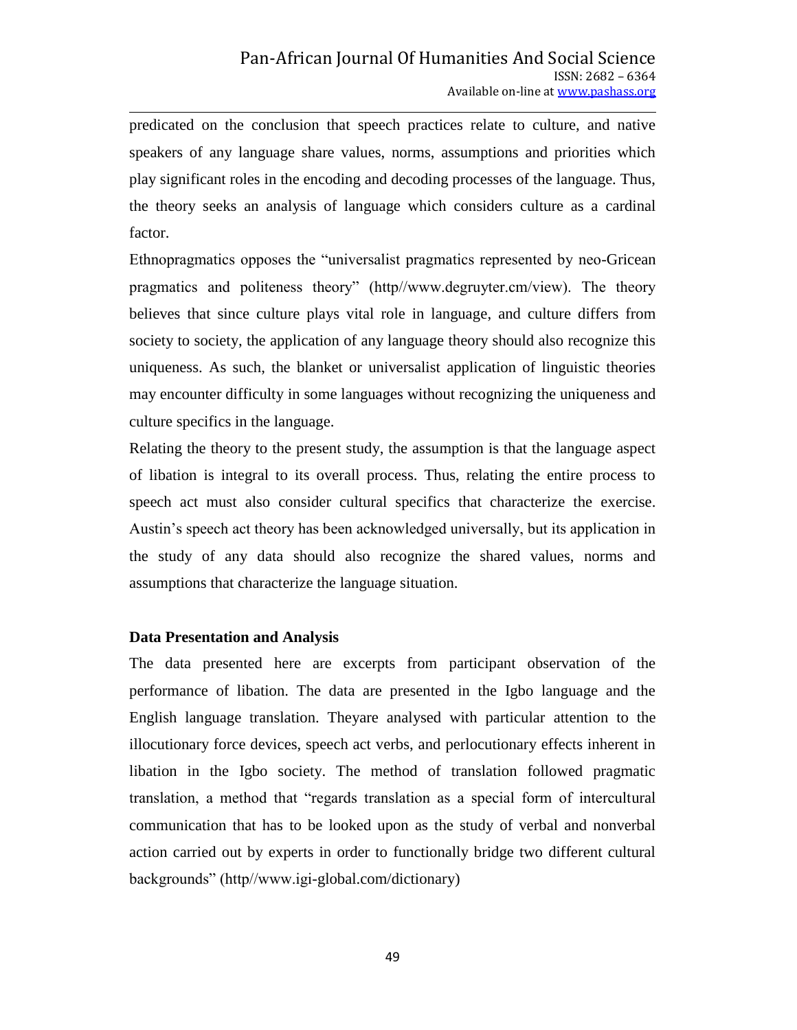predicated on the conclusion that speech practices relate to culture, and native speakers of any language share values, norms, assumptions and priorities which play significant roles in the encoding and decoding processes of the language. Thus, the theory seeks an analysis of language which considers culture as a cardinal factor.

Ethnopragmatics opposes the "universalist pragmatics represented by neo-Gricean pragmatics and politeness theory" (http//www.degruyter.cm/view). The theory believes that since culture plays vital role in language, and culture differs from society to society, the application of any language theory should also recognize this uniqueness. As such, the blanket or universalist application of linguistic theories may encounter difficulty in some languages without recognizing the uniqueness and culture specifics in the language.

Relating the theory to the present study, the assumption is that the language aspect of libation is integral to its overall process. Thus, relating the entire process to speech act must also consider cultural specifics that characterize the exercise. Austin's speech act theory has been acknowledged universally, but its application in the study of any data should also recognize the shared values, norms and assumptions that characterize the language situation.

**Data Presentation and Analysis**

The data presented here are excerpts from participant observation of the performance of libation. The data are presented in the Igbo language and the English language translation. Theyare analysed with particular attention to the illocutionary force devices, speech act verbs, and perlocutionary effects inherent in libation in the Igbo society. The method of translation followed pragmatic translation, a method that "regards translation as a special form of intercultural communication that has to be looked upon as the study of verbal and nonverbal action carried out by experts in order to functionally bridge two different cultural backgrounds" (http//www.igi-global.com/dictionary)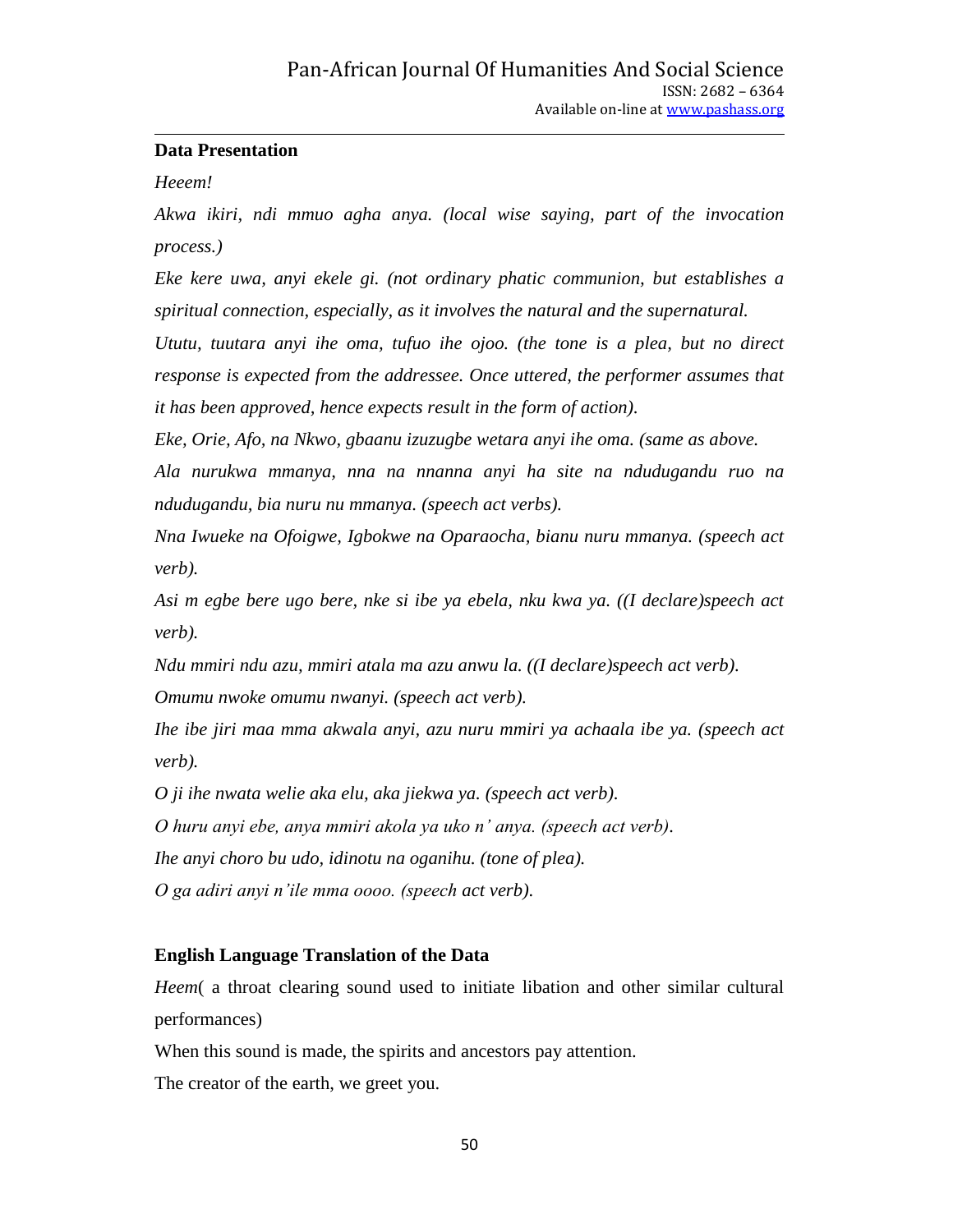## Data Presentation

*Heeem!*

*Akwa ikiri, ndi mmuo agha anya. (local wise saying, part of the invocation process.)*

*Eke kere uwa, anyi ekele gi. (not ordinary phatic communion, but establishes a spiritual connection, especially, as it involves the natural and the supernatural.*

*Ututu, tuutara anyi ihe oma, tufuo ihe ojoo. (the tone is a plea, but no direct response is expected from the addressee. Once uttered, the performer assumes that it has been approved, hence expects result in the form of action).*

*Eke, Orie, Afo, na Nkwo, gbaanu izuzugbe wetara anyi ihe oma. (same as above.*

*Ala nurukwa mmanya, nna na nnanna anyi ha site na ndudugandu ruo na ndudugandu, bia nuru nu mmanya. (speech act verbs).*

*Nna Iwueke na Ofoigwe, Igbokwe na Oparaocha, bianu nuru mmanya. (speech act verb).*

*Asi m egbe bere ugo bere, nke si ibe ya ebela, nku kwa ya. ((I declare)speech act verb).*

*Ndu mmiri ndu azu, mmiri atala ma azu anwu la. ((I declare)speech act verb).*

*Omumu nwoke omumu nwanyi. (speech act verb).*

*Ihe ibe jiri maa mma akwala anyi, azu nuru mmiri ya achaala ibe ya. (speech act verb).*

*O ji ihe nwata welie aka elu, aka jiekwa ya. (speech act verb).*

*O huru anyi ebe, anya mmiri akola ya uko n' anya. (speech act verb).*

*Ihe anyi choro bu udo, idinotu na oganihu. (tone of plea).*

*O ga adiri anyi n'ile mma oooo. (speech act verb).*

## English Language Translation of the Data

*Heem*( a throat clearing sound used to initiate libation and other similar cultural performances)

When this sound is made, the spirits and ancestors pay attention.

The creator of the earth, we greet you.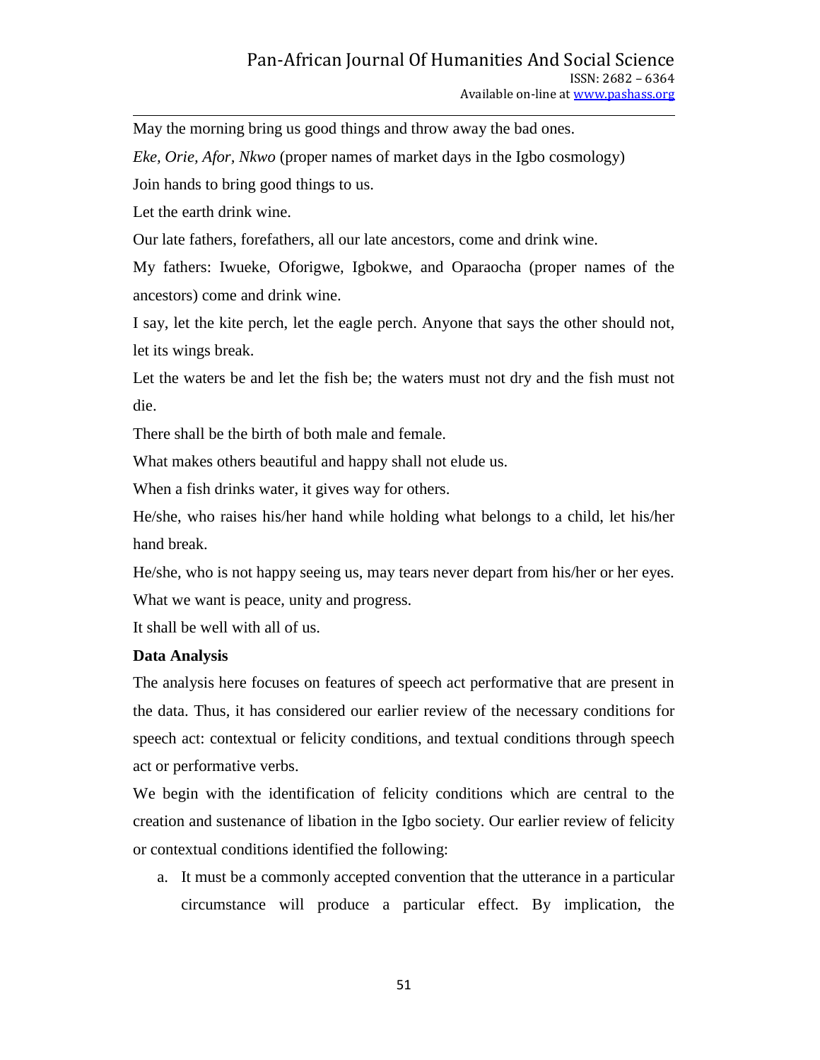May the morning bring us good things and throw away the bad ones.

*Eke, Orie, Afor, Nkwo* (proper names of market days in the Igbo cosmology)

Join hands to bring good things to us.

Let the earth drink wine.

Our late fathers, forefathers, all our late ancestors, come and drink wine.

My fathers: Iwueke, Oforigwe, Igbokwe, and Oparaocha (proper names of the ancestors) come and drink wine.

I say, let the kite perch, let the eagle perch. Anyone that says the other should not, let its wings break.

Let the waters be and let the fish be; the waters must not dry and the fish must not die.

There shall be the birth of both male and female.

What makes others beautiful and happy shall not elude us.

When a fish drinks water, it gives way for others.

He/she, who raises his/her hand while holding what belongs to a child, let his/her hand break.

He/she, who is not happy seeing us, may tears never depart from his/her or her eyes.

What we want is peace, unity and progress.

It shall be well with all of us.

**Data Analysis**

The analysis here focuses on features of speech act performative that are present in the data. Thus, it has considered our earlier review of the necessary conditions for speech act: contextual or felicity conditions, and textual conditions through speech act or performative verbs.

We begin with the identification of felicity conditions which are central to the creation and sustenance of libation in the Igbo society. Our earlier review of felicity or contextual conditions identified the following:

a. It must be a commonly accepted convention that the utterance in a particular circumstance will produce a particular effect. By implication, the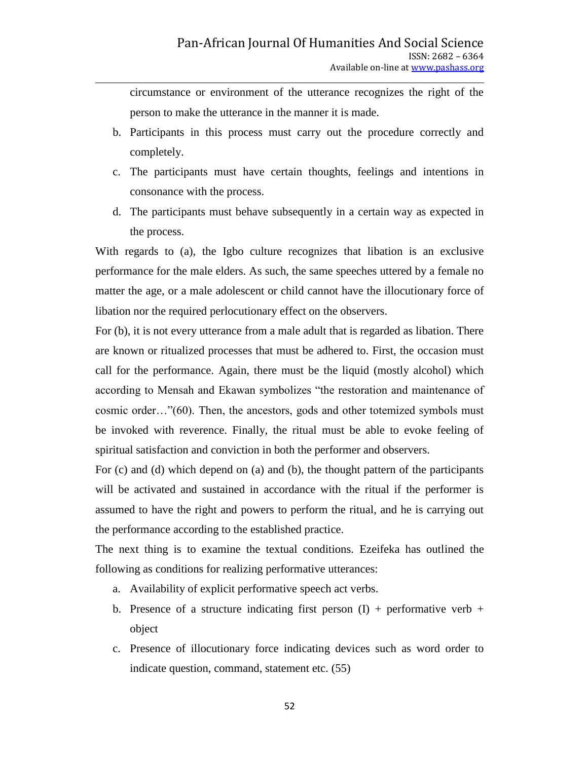circumstance or environment of the utterance recognizes the right of the person to make the utterance in the manner it is made.

b. Participants in this process must carry out the procedure correctly and completely.
c. The participants must have certain thoughts, feelings and intentions in consonance with the process.
d. The participants must behave subsequently in a certain way as expected in the process.

With regards to (a), the Igbo culture recognizes that libation is an exclusive performance for the male elders. As such, the same speeches uttered by a female no matter the age, or a male adolescent or child cannot have the illocutionary force of libation nor the required perlocutionary effect on the observers.

For (b), it is not every utterance from a male adult that is regarded as libation. There are known or ritualized processes that must be adhered to. First, the occasion must call for the performance. Again, there must be the liquid (mostly alcohol) which according to Mensah and Ekawan symbolizes "the restoration and maintenance of cosmic order…"(60). Then, the ancestors, gods and other totemized symbols must be invoked with reverence. Finally, the ritual must be able to evoke feeling of spiritual satisfaction and conviction in both the performer and observers.

For (c) and (d) which depend on (a) and (b), the thought pattern of the participants will be activated and sustained in accordance with the ritual if the performer is assumed to have the right and powers to perform the ritual, and he is carrying out the performance according to the established practice.

The next thing is to examine the textual conditions. Ezeifeka has outlined the following as conditions for realizing performative utterances:

a. Availability of explicit performative speech act verbs.
b. Presence of a structure indicating first person (I) + performative verb + object
c. Presence of illocutionary force indicating devices such as word order to indicate question, command, statement etc. (55)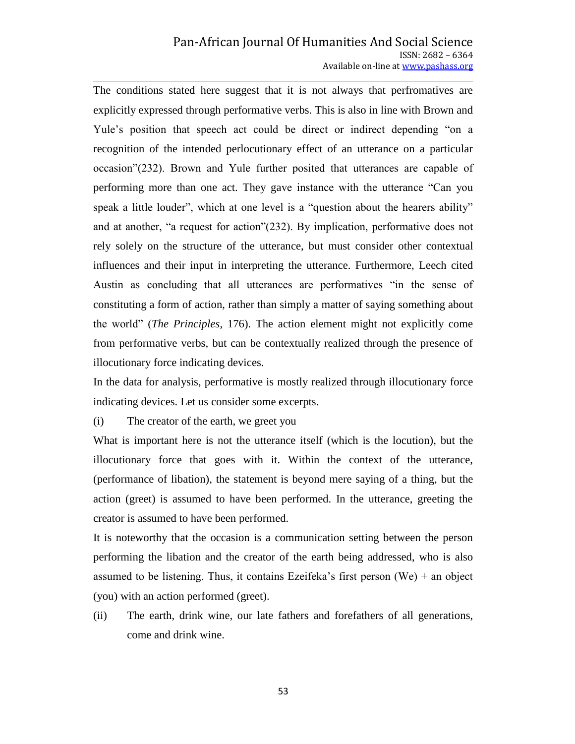The conditions stated here suggest that it is not always that perfromatives are explicitly expressed through performative verbs. This is also in line with Brown and Yule's position that speech act could be direct or indirect depending "on a recognition of the intended perlocutionary effect of an utterance on a particular occasion"(232). Brown and Yule further posited that utterances are capable of performing more than one act. They gave instance with the utterance "Can you speak a little louder", which at one level is a "question about the hearers ability" and at another, "a request for action"(232). By implication, performative does not rely solely on the structure of the utterance, but must consider other contextual influences and their input in interpreting the utterance. Furthermore, Leech cited Austin as concluding that all utterances are performatives "in the sense of constituting a form of action, rather than simply a matter of saying something about the world" (*The Principles*, 176). The action element might not explicitly come from performative verbs, but can be contextually realized through the presence of illocutionary force indicating devices.

In the data for analysis, performative is mostly realized through illocutionary force indicating devices. Let us consider some excerpts.

(i) The creator of the earth, we greet you

What is important here is not the utterance itself (which is the locution), but the illocutionary force that goes with it. Within the context of the utterance, (performance of libation), the statement is beyond mere saying of a thing, but the action (greet) is assumed to have been performed. In the utterance, greeting the creator is assumed to have been performed.

It is noteworthy that the occasion is a communication setting between the person performing the libation and the creator of the earth being addressed, who is also assumed to be listening. Thus, it contains Ezeifeka's first person (We) + an object (you) with an action performed (greet).

(ii) The earth, drink wine, our late fathers and forefathers of all generations, come and drink wine.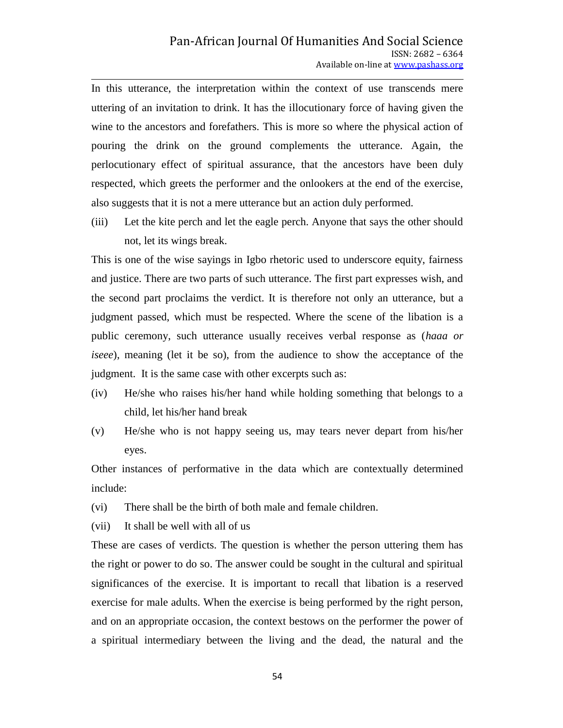In this utterance, the interpretation within the context of use transcends mere uttering of an invitation to drink. It has the illocutionary force of having given the wine to the ancestors and forefathers. This is more so where the physical action of pouring the drink on the ground complements the utterance. Again, the perlocutionary effect of spiritual assurance, that the ancestors have been duly respected, which greets the performer and the onlookers at the end of the exercise, also suggests that it is not a mere utterance but an action duly performed.

(iii) Let the kite perch and let the eagle perch. Anyone that says the other should not, let its wings break.

This is one of the wise sayings in Igbo rhetoric used to underscore equity, fairness and justice. There are two parts of such utterance. The first part expresses wish, and the second part proclaims the verdict. It is therefore not only an utterance, but a judgment passed, which must be respected. Where the scene of the libation is a public ceremony, such utterance usually receives verbal response as (*haaa or iseee*), meaning (let it be so), from the audience to show the acceptance of the judgment. It is the same case with other excerpts such as:

(iv) He/she who raises his/her hand while holding something that belongs to a child, let his/her hand break

(v) He/she who is not happy seeing us, may tears never depart from his/her eyes.

Other instances of performative in the data which are contextually determined include:

(vi) There shall be the birth of both male and female children.

(vii) It shall be well with all of us

These are cases of verdicts. The question is whether the person uttering them has the right or power to do so. The answer could be sought in the cultural and spiritual significances of the exercise. It is important to recall that libation is a reserved exercise for male adults. When the exercise is being performed by the right person, and on an appropriate occasion, the context bestows on the performer the power of a spiritual intermediary between the living and the dead, the natural and the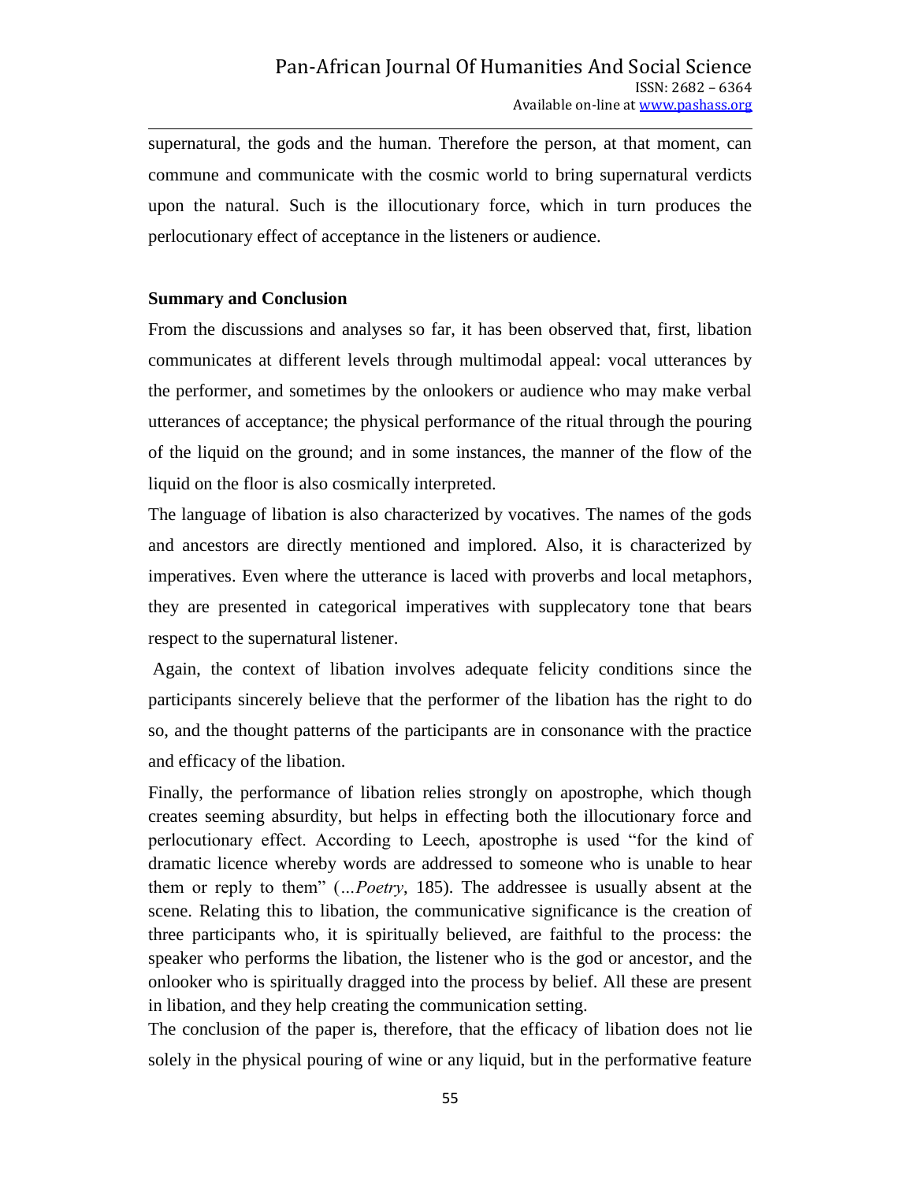supernatural, the gods and the human. Therefore the person, at that moment, can commune and communicate with the cosmic world to bring supernatural verdicts upon the natural. Such is the illocutionary force, which in turn produces the perlocutionary effect of acceptance in the listeners or audience.

## Summary and Conclusion

From the discussions and analyses so far, it has been observed that, first, libation communicates at different levels through multimodal appeal: vocal utterances by the performer, and sometimes by the onlookers or audience who may make verbal utterances of acceptance; the physical performance of the ritual through the pouring of the liquid on the ground; and in some instances, the manner of the flow of the liquid on the floor is also cosmically interpreted.

The language of libation is also characterized by vocatives. The names of the gods and ancestors are directly mentioned and implored. Also, it is characterized by imperatives. Even where the utterance is laced with proverbs and local metaphors, they are presented in categorical imperatives with supplecatory tone that bears respect to the supernatural listener.

Again, the context of libation involves adequate felicity conditions since the participants sincerely believe that the performer of the libation has the right to do so, and the thought patterns of the participants are in consonance with the practice and efficacy of the libation.

Finally, the performance of libation relies strongly on apostrophe, which though creates seeming absurdity, but helps in effecting both the illocutionary force and perlocutionary effect. According to Leech, apostrophe is used "for the kind of dramatic licence whereby words are addressed to someone who is unable to hear them or reply to them" (*…Poetry*, 185). The addressee is usually absent at the scene. Relating this to libation, the communicative significance is the creation of three participants who, it is spiritually believed, are faithful to the process: the speaker who performs the libation, the listener who is the god or ancestor, and the onlooker who is spiritually dragged into the process by belief. All these are present in libation, and they help creating the communication setting.

The conclusion of the paper is, therefore, that the efficacy of libation does not lie solely in the physical pouring of wine or any liquid, but in the performative feature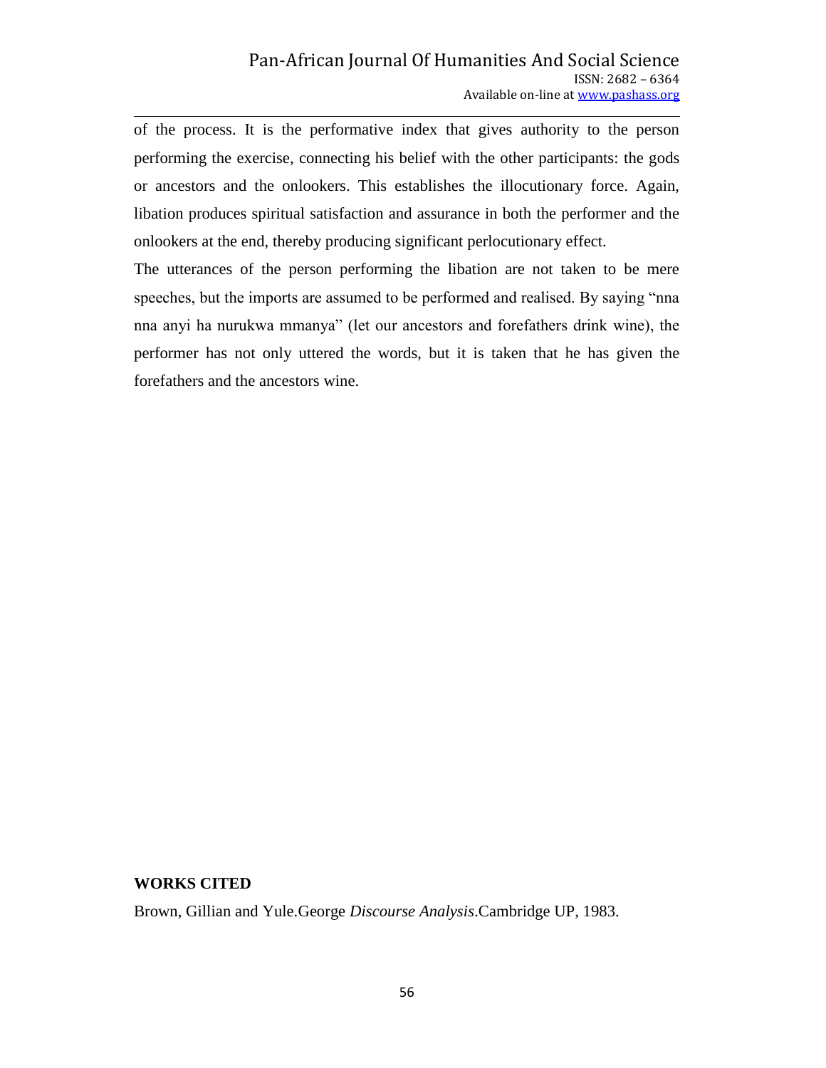of the process. It is the performative index that gives authority to the person performing the exercise, connecting his belief with the other participants: the gods or ancestors and the onlookers. This establishes the illocutionary force. Again, libation produces spiritual satisfaction and assurance in both the performer and the onlookers at the end, thereby producing significant perlocutionary effect.

The utterances of the person performing the libation are not taken to be mere speeches, but the imports are assumed to be performed and realised. By saying "nna nna anyi ha nurukwa mmanya" (let our ancestors and forefathers drink wine), the performer has not only uttered the words, but it is taken that he has given the forefathers and the ancestors wine.

## WORKS CITED

Brown, Gillian and Yule.George *Discourse Analysis*.Cambridge UP, 1983.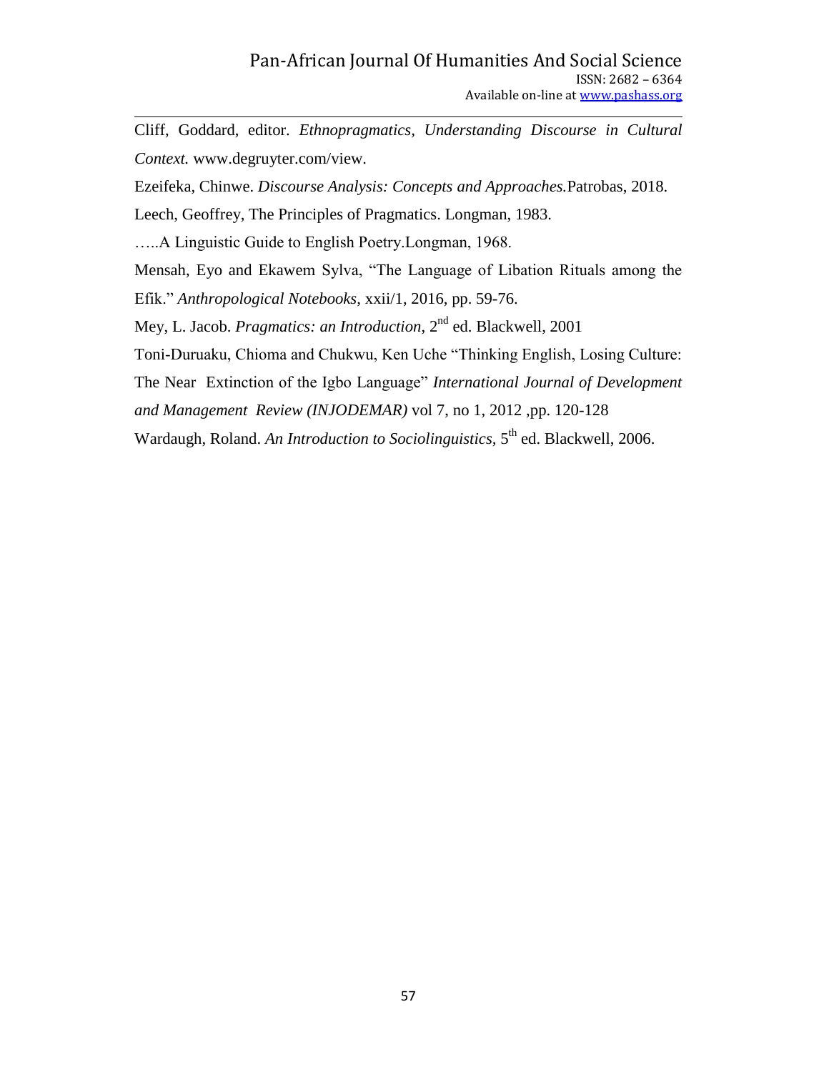Cliff, Goddard, editor. *Ethnopragmatics, Understanding Discourse in Cultural Context.* www.degruyter.com/view.

Ezeifeka, Chinwe. *Discourse Analysis: Concepts and Approaches.*Patrobas, 2018.

Leech, Geoffrey, The Principles of Pragmatics. Longman, 1983.

…..A Linguistic Guide to English Poetry.Longman, 1968.

Mensah, Eyo and Ekawem Sylva, "The Language of Libation Rituals among the Efik." *Anthropological Notebooks*, xxii/1, 2016, pp. 59-76.

Mey, L. Jacob. *Pragmatics: an Introduction*, 2nd ed. Blackwell, 2001

Toni-Duruaku, Chioma and Chukwu, Ken Uche "Thinking English, Losing Culture: The Near Extinction of the Igbo Language" *International Journal of Development and Management Review (INJODEMAR)* vol 7, no 1, 2012 ,pp. 120-128

Wardaugh, Roland. *An Introduction to Sociolinguistics*, 5th ed. Blackwell, 2006.